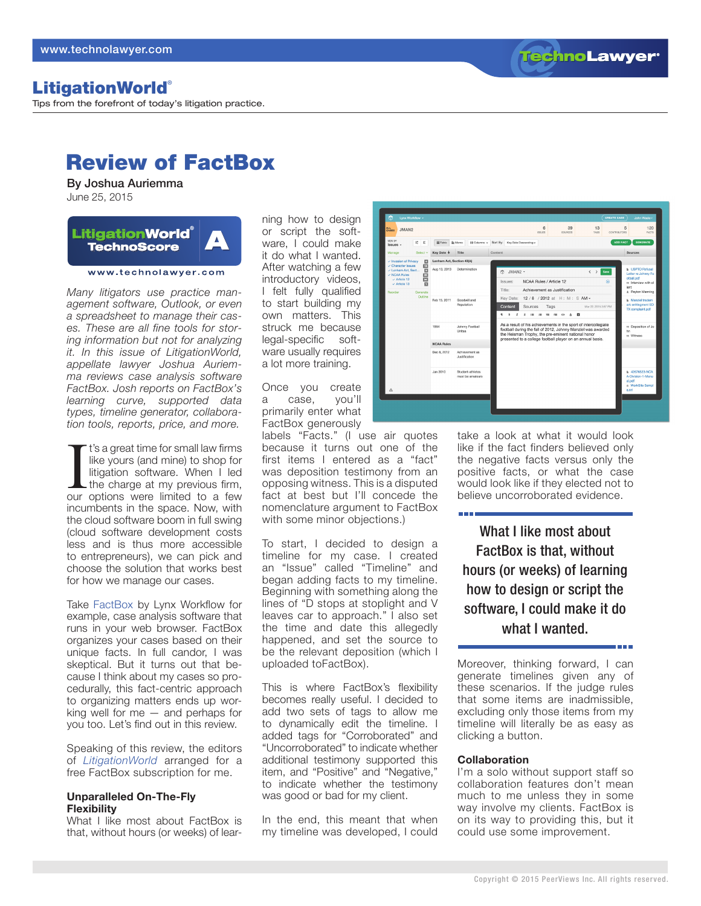# LitigationWorld®

Tips from the forefront of today's litigation practice.

# Review of FactBox

**By Joshua Auriemma**
June 25, 2015

LitigationWorld® TechnoScore **A**
www.technolawyer.com

*Many litigators use practice management software, Outlook, or even a spreadsheet to manage their cases. These are all fine tools for storing information but not for analyzing it. In this issue of LitigationWorld, appellate lawyer Joshua Auriemma reviews case analysis software FactBox. Josh reports on FactBox's learning curve, supported data types, timeline generator, collaboration tools, reports, price, and more.*

It's a great time for small law firms like yours (and mine) to shop for litigation software. When I led the charge at my previous firm, our options were limited to a few incumbents in the space. Now, with the cloud software boom in full swing (cloud software development costs less and is thus more accessible to entrepreneurs), we can pick and choose the solution that works best for how we manage our cases.

Take FactBox by Lynx Workflow for example, case analysis software that runs in your web browser. FactBox organizes your cases based on their unique facts. In full candor, I was skeptical. But it turns out that because I think about my cases so procedurally, this fact-centric approach to organizing matters ends up working well for me — and perhaps for you too. Let's find out in this review.

Speaking of this review, the editors of *LitigationWorld* arranged for a free FactBox subscription for me.

### Unparalleled On-The-Fly Flexibility

What I like most about FactBox is that, without hours (or weeks) of learning how to design or script the software, I could make it do what I wanted. After watching a few introductory videos, I felt fully qualified to start building my own matters. This struck me because legal-specific software usually requires a lot more training.

Once you create a case, you'll primarily enter what FactBox generously labels "Facts." (I use air quotes because it turns out one of the first items I entered as a "fact" was deposition testimony from an opposing witness. This is a disputed fact at best but I'll concede the nomenclature argument to FactBox with some minor objections.)

To start, I decided to design a timeline for my case. I created an "Issue" called "Timeline" and began adding facts to my timeline. Beginning with something along the lines of "D stops at stoplight and V leaves car to approach." I also set the time and date this allegedly happened, and set the source to be the relevant deposition (which I uploaded toFactBox).

This is where FactBox's flexibility becomes really useful. I decided to add two sets of tags to allow me to dynamically edit the timeline. I added tags for "Corroborated" and "Uncorroborated" to indicate whether additional testimony supported this item, and "Positive" and "Negative," to indicate whether the testimony was good or bad for my client.

In the end, this meant that when my timeline was developed, I could take a look at what it would look like if the fact finders believed only the negative facts versus only the positive facts, or what the case would look like if they elected not to believe uncorroborated evidence.

> **What I like most about FactBox is that, without hours (or weeks) of learning how to design or script the software, I could make it do what I wanted.**

Moreover, thinking forward, I can generate timelines given any of these scenarios. If the judge rules that some items are inadmissible, excluding only those items from my timeline will literally be as easy as clicking a button.

### Collaboration

I'm a solo without support staff so collaboration features don't mean much to me unless they in some way involve my clients. FactBox is on its way to providing this, but it could use some improvement.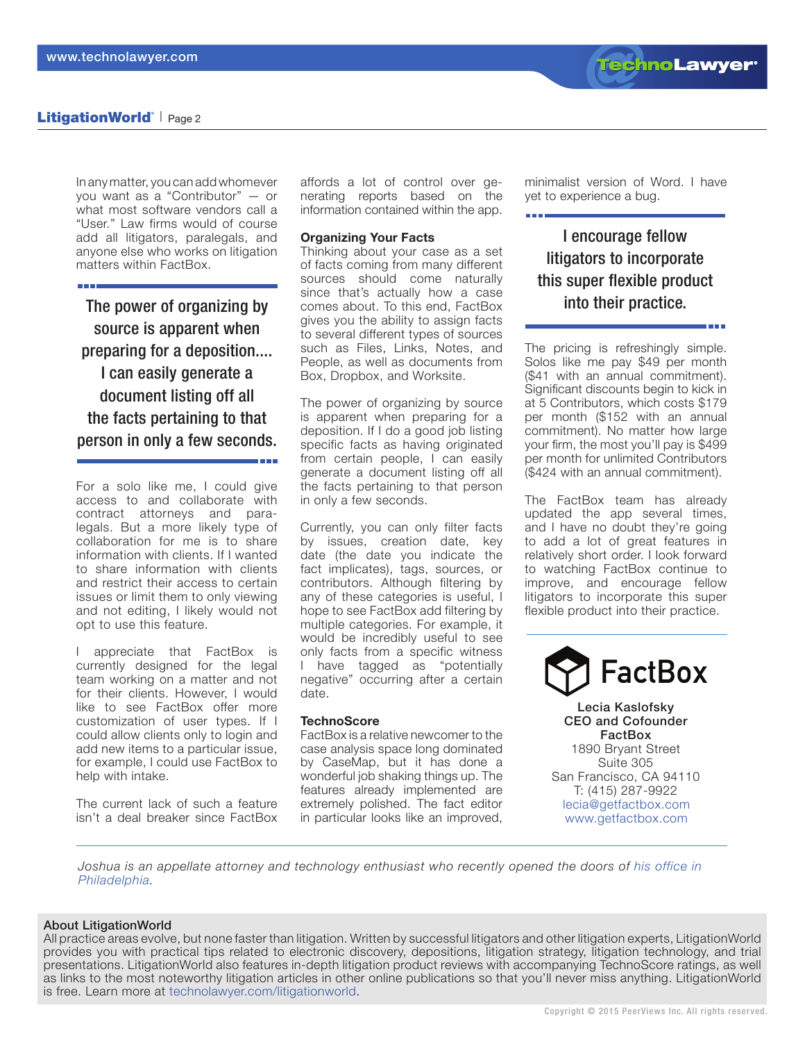In any matter, you can add whomever you want as a "Contributor" — or what most software vendors call a "User." Law firms would of course add all litigators, paralegals, and anyone else who works on litigation matters within FactBox.

> The power of organizing by source is apparent when preparing for a deposition.... I can easily generate a document listing off all the facts pertaining to that person in only a few seconds.

For a solo like me, I could give access to and collaborate with contract attorneys and paralegals. But a more likely type of collaboration for me is to share information with clients. If I wanted to share information with clients and restrict their access to certain issues or limit them to only viewing and not editing, I likely would not opt to use this feature.

I appreciate that FactBox is currently designed for the legal team working on a matter and not for their clients. However, I would like to see FactBox offer more customization of user types. If I could allow clients only to login and add new items to a particular issue, for example, I could use FactBox to help with intake.

The current lack of such a feature isn't a deal breaker since FactBox affords a lot of control over generating reports based on the information contained within the app.

### Organizing Your Facts

Thinking about your case as a set of facts coming from many different sources should come naturally since that's actually how a case comes about. To this end, FactBox gives you the ability to assign facts to several different types of sources such as Files, Links, Notes, and People, as well as documents from Box, Dropbox, and Worksite.

The power of organizing by source is apparent when preparing for a deposition. If I do a good job listing specific facts as having originated from certain people, I can easily generate a document listing off all the facts pertaining to that person in only a few seconds.

Currently, you can only filter facts by issues, creation date, key date (the date you indicate the fact implicates), tags, sources, or contributors. Although filtering by any of these categories is useful, I hope to see FactBox add filtering by multiple categories. For example, it would be incredibly useful to see only facts from a specific witness I have tagged as "potentially negative" occurring after a certain date.

### TechnoScore

FactBox is a relative newcomer to the case analysis space long dominated by CaseMap, but it has done a wonderful job shaking things up. The features already implemented are extremely polished. The fact editor in particular looks like an improved, minimalist version of Word. I have yet to experience a bug.

> I encourage fellow litigators to incorporate this super flexible product into their practice.

The pricing is refreshingly simple. Solos like me pay $49 per month ($41 with an annual commitment). Significant discounts begin to kick in at 5 Contributors, which costs $179 per month ($152 with an annual commitment). No matter how large your firm, the most you'll pay is $499 per month for unlimited Contributors ($424 with an annual commitment).

The FactBox team has already updated the app several times, and I have no doubt they're going to add a lot of great features in relatively short order. I look forward to watching FactBox continue to improve, and encourage fellow litigators to incorporate this super flexible product into their practice.

**FactBox**

**Lecia Kaslofsky**
**CEO and Cofounder**
**FactBox**
1890 Bryant Street
Suite 305
San Francisco, CA 94110
T: (415) 287-9922
lecia@getfactbox.com
www.getfactbox.com

*Joshua is an appellate attorney and technology enthusiast who recently opened the doors of his office in Philadelphia.*

**About LitigationWorld**
All practice areas evolve, but none faster than litigation. Written by successful litigators and other litigation experts, LitigationWorld provides you with practical tips related to electronic discovery, depositions, litigation strategy, litigation technology, and trial presentations. LitigationWorld also features in-depth litigation product reviews with accompanying TechnoScore ratings, as well as links to the most noteworthy litigation articles in other online publications so that you'll never miss anything. LitigationWorld is free. Learn more at technolawyer.com/litigationworld.

Copyright © 2015 PeerViews Inc. All rights reserved.